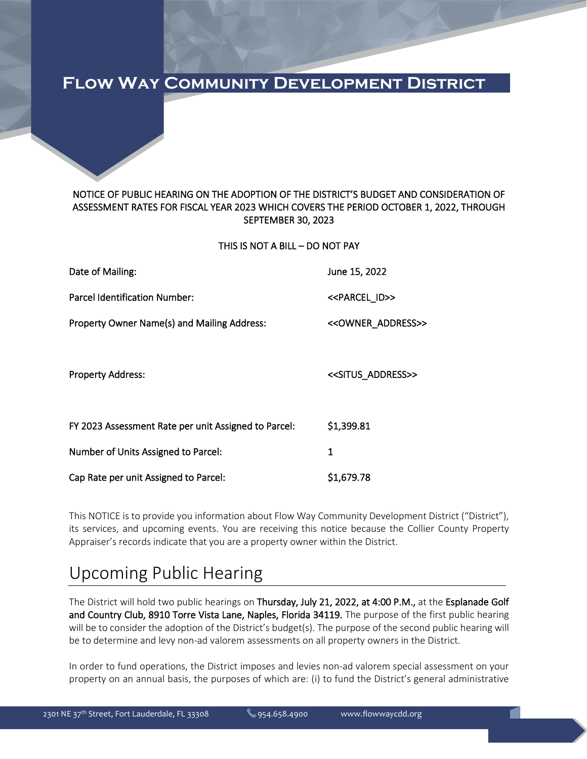# Flow Way Community Development District

NOTICE OF PUBLIC HEARING ON THE ADOPTION OF THE DISTRICT'S BUDGET AND CONSIDERATION OF ASSESSMENT RATES FOR FISCAL YEAR 2023 WHICH COVERS THE PERIOD OCTOBER 1, 2022, THROUGH SEPTEMBER 30, 2023

THIS IS NOT A BILL – DO NOT PAY

| | |
|---|---|
| Date of Mailing: | June 15, 2022 |
| Parcel Identification Number: | <<PARCEL_ID>> |
| Property Owner Name(s) and Mailing Address: | <<OWNER_ADDRESS>> |
| Property Address: | <<SITUS_ADDRESS>> |
| FY 2023 Assessment Rate per unit Assigned to Parcel: | $1,399.81 |
| Number of Units Assigned to Parcel: | 1 |
| Cap Rate per unit Assigned to Parcel: | $1,679.78 |

This NOTICE is to provide you information about Flow Way Community Development District ("District"), its services, and upcoming events. You are receiving this notice because the Collier County Property Appraiser's records indicate that you are a property owner within the District.

## Upcoming Public Hearing

The District will hold two public hearings on **Thursday, July 21, 2022, at 4:00 P.M.,** at the **Esplanade Golf and Country Club, 8910 Torre Vista Lane, Naples, Florida 34119.** The purpose of the first public hearing will be to consider the adoption of the District's budget(s). The purpose of the second public hearing will be to determine and levy non-ad valorem assessments on all property owners in the District.

In order to fund operations, the District imposes and levies non-ad valorem special assessment on your property on an annual basis, the purposes of which are: (i) to fund the District's general administrative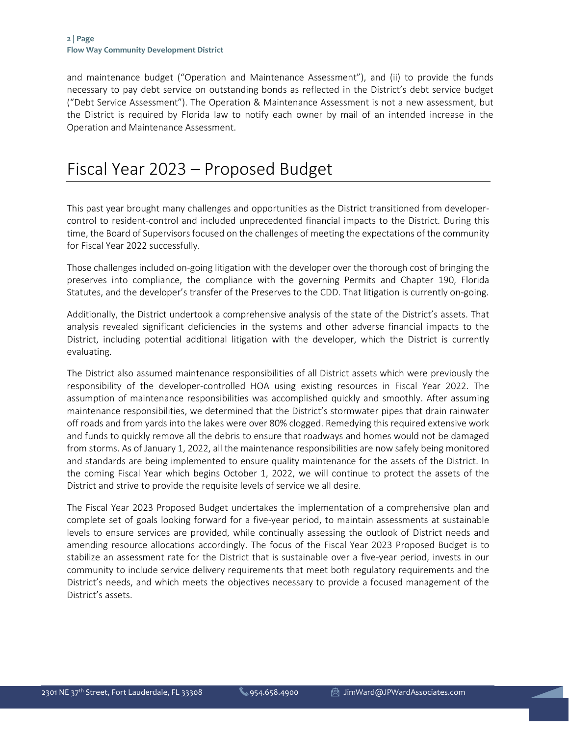and maintenance budget ("Operation and Maintenance Assessment"), and (ii) to provide the funds necessary to pay debt service on outstanding bonds as reflected in the District's debt service budget ("Debt Service Assessment"). The Operation & Maintenance Assessment is not a new assessment, but the District is required by Florida law to notify each owner by mail of an intended increase in the Operation and Maintenance Assessment.

# Fiscal Year 2023 – Proposed Budget

This past year brought many challenges and opportunities as the District transitioned from developer-control to resident-control and included unprecedented financial impacts to the District. During this time, the Board of Supervisors focused on the challenges of meeting the expectations of the community for Fiscal Year 2022 successfully.

Those challenges included on-going litigation with the developer over the thorough cost of bringing the preserves into compliance, the compliance with the governing Permits and Chapter 190, Florida Statutes, and the developer's transfer of the Preserves to the CDD. That litigation is currently on-going.

Additionally, the District undertook a comprehensive analysis of the state of the District's assets. That analysis revealed significant deficiencies in the systems and other adverse financial impacts to the District, including potential additional litigation with the developer, which the District is currently evaluating.

The District also assumed maintenance responsibilities of all District assets which were previously the responsibility of the developer-controlled HOA using existing resources in Fiscal Year 2022. The assumption of maintenance responsibilities was accomplished quickly and smoothly. After assuming maintenance responsibilities, we determined that the District's stormwater pipes that drain rainwater off roads and from yards into the lakes were over 80% clogged. Remedying this required extensive work and funds to quickly remove all the debris to ensure that roadways and homes would not be damaged from storms. As of January 1, 2022, all the maintenance responsibilities are now safely being monitored and standards are being implemented to ensure quality maintenance for the assets of the District. In the coming Fiscal Year which begins October 1, 2022, we will continue to protect the assets of the District and strive to provide the requisite levels of service we all desire.

The Fiscal Year 2023 Proposed Budget undertakes the implementation of a comprehensive plan and complete set of goals looking forward for a five-year period, to maintain assessments at sustainable levels to ensure services are provided, while continually assessing the outlook of District needs and amending resource allocations accordingly. The focus of the Fiscal Year 2023 Proposed Budget is to stabilize an assessment rate for the District that is sustainable over a five-year period, invests in our community to include service delivery requirements that meet both regulatory requirements and the District's needs, and which meets the objectives necessary to provide a focused management of the District's assets.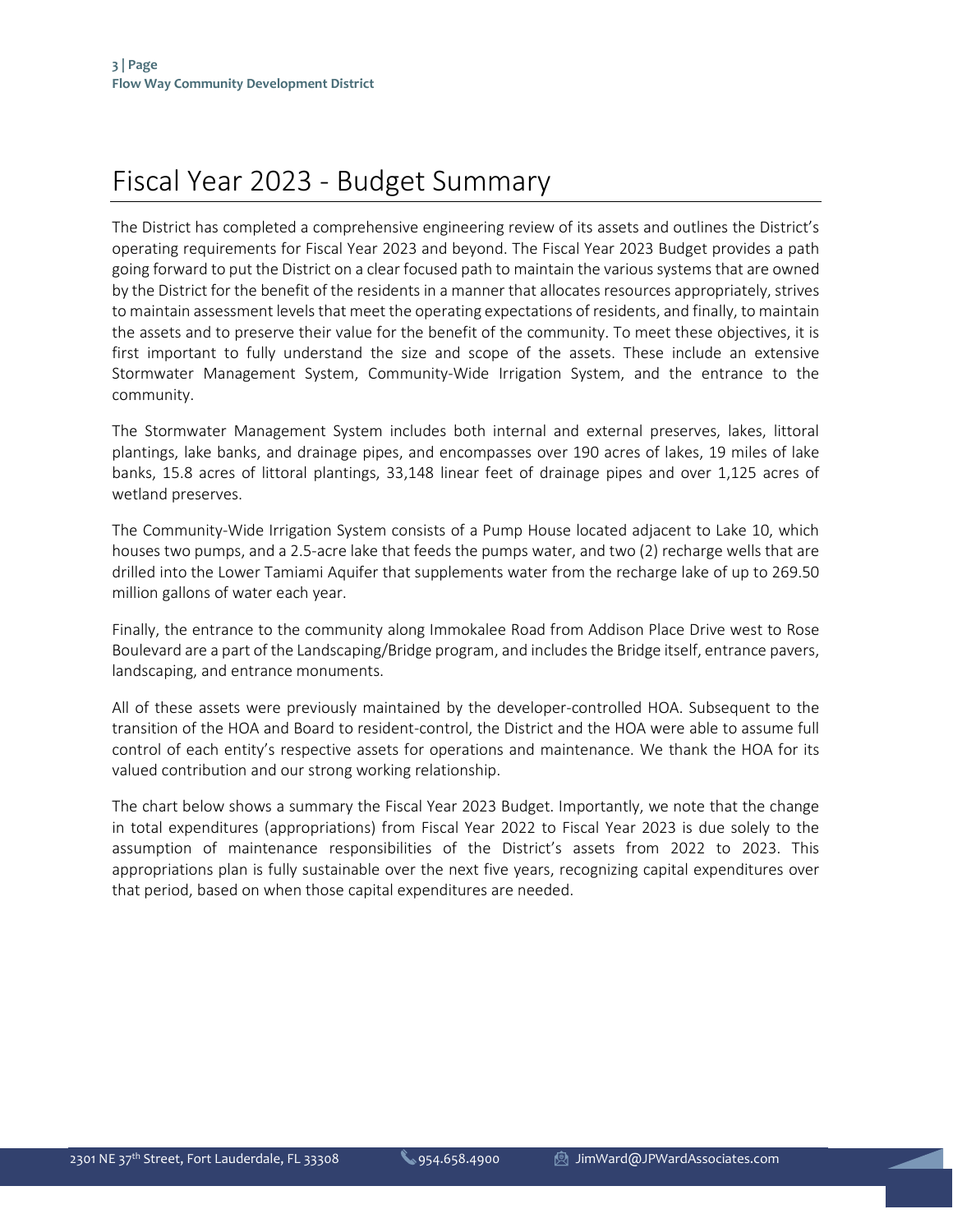# Fiscal Year 2023 - Budget Summary

The District has completed a comprehensive engineering review of its assets and outlines the District's operating requirements for Fiscal Year 2023 and beyond. The Fiscal Year 2023 Budget provides a path going forward to put the District on a clear focused path to maintain the various systems that are owned by the District for the benefit of the residents in a manner that allocates resources appropriately, strives to maintain assessment levels that meet the operating expectations of residents, and finally, to maintain the assets and to preserve their value for the benefit of the community. To meet these objectives, it is first important to fully understand the size and scope of the assets. These include an extensive Stormwater Management System, Community-Wide Irrigation System, and the entrance to the community.

The Stormwater Management System includes both internal and external preserves, lakes, littoral plantings, lake banks, and drainage pipes, and encompasses over 190 acres of lakes, 19 miles of lake banks, 15.8 acres of littoral plantings, 33,148 linear feet of drainage pipes and over 1,125 acres of wetland preserves.

The Community-Wide Irrigation System consists of a Pump House located adjacent to Lake 10, which houses two pumps, and a 2.5-acre lake that feeds the pumps water, and two (2) recharge wells that are drilled into the Lower Tamiami Aquifer that supplements water from the recharge lake of up to 269.50 million gallons of water each year.

Finally, the entrance to the community along Immokalee Road from Addison Place Drive west to Rose Boulevard are a part of the Landscaping/Bridge program, and includes the Bridge itself, entrance pavers, landscaping, and entrance monuments.

All of these assets were previously maintained by the developer-controlled HOA. Subsequent to the transition of the HOA and Board to resident-control, the District and the HOA were able to assume full control of each entity's respective assets for operations and maintenance. We thank the HOA for its valued contribution and our strong working relationship.

The chart below shows a summary the Fiscal Year 2023 Budget. Importantly, we note that the change in total expenditures (appropriations) from Fiscal Year 2022 to Fiscal Year 2023 is due solely to the assumption of maintenance responsibilities of the District's assets from 2022 to 2023. This appropriations plan is fully sustainable over the next five years, recognizing capital expenditures over that period, based on when those capital expenditures are needed.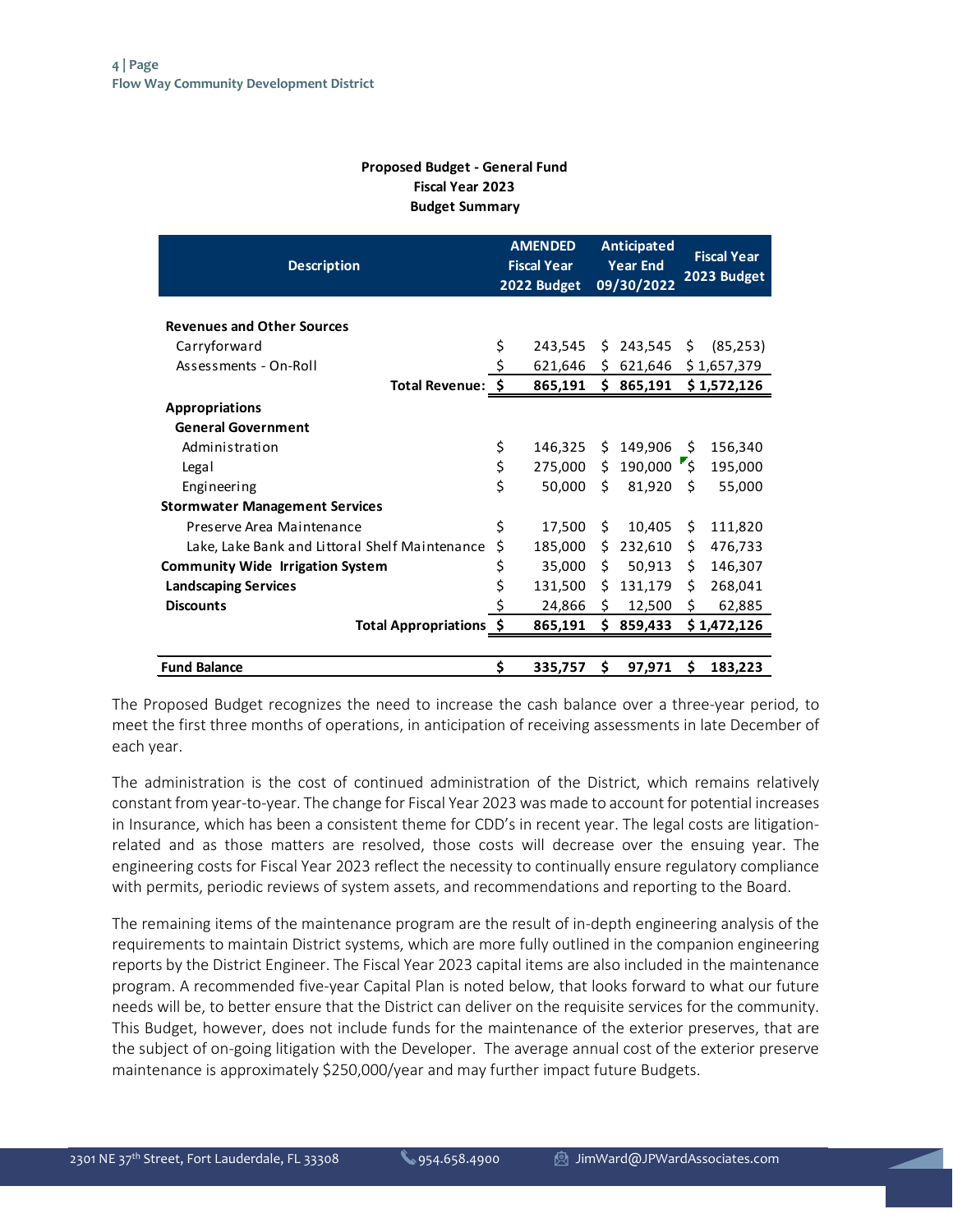**Proposed Budget - General Fund**
**Fiscal Year 2023**
**Budget Summary**

| Description | AMENDED Fiscal Year 2022 Budget | Anticipated Year End 09/30/2022 | Fiscal Year 2023 Budget |
|---|---|---|---|
| **Revenues and Other Sources** | | | |
| Carryforward | $ 243,545 | $ 243,545 | $ (85,253) |
| Assessments - On-Roll | $ 621,646 | $ 621,646 | $ 1,657,379 |
| **Total Revenue:** | **$ 865,191** | **$ 865,191** | **$ 1,572,126** |
| **Appropriations** | | | |
| **General Government** | | | |
| Administration | $ 146,325 | $ 149,906 | $ 156,340 |
| Legal | $ 275,000 | $ 190,000 | $ 195,000 |
| Engineering | $ 50,000 | $ 81,920 | $ 55,000 |
| **Stormwater Management Services** | | | |
| Preserve Area Maintenance | $ 17,500 | $ 10,405 | $ 111,820 |
| Lake, Lake Bank and Littoral Shelf Maintenance | $ 185,000 | $ 232,610 | $ 476,733 |
| **Community Wide Irrigation System** | $ 35,000 | $ 50,913 | $ 146,307 |
| **Landscaping Services** | $ 131,500 | $ 131,179 | $ 268,041 |
| **Discounts** | $ 24,866 | $ 12,500 | $ 62,885 |
| **Total Appropriations** | **$ 865,191** | **$ 859,433** | **$ 1,472,126** |
| | | | |
| **Fund Balance** | **$ 335,757** | **$ 97,971** | **$ 183,223** |

The Proposed Budget recognizes the need to increase the cash balance over a three-year period, to meet the first three months of operations, in anticipation of receiving assessments in late December of each year.

The administration is the cost of continued administration of the District, which remains relatively constant from year-to-year. The change for Fiscal Year 2023 was made to account for potential increases in Insurance, which has been a consistent theme for CDD's in recent year. The legal costs are litigation-related and as those matters are resolved, those costs will decrease over the ensuing year. The engineering costs for Fiscal Year 2023 reflect the necessity to continually ensure regulatory compliance with permits, periodic reviews of system assets, and recommendations and reporting to the Board.

The remaining items of the maintenance program are the result of in-depth engineering analysis of the requirements to maintain District systems, which are more fully outlined in the companion engineering reports by the District Engineer. The Fiscal Year 2023 capital items are also included in the maintenance program. A recommended five-year Capital Plan is noted below, that looks forward to what our future needs will be, to better ensure that the District can deliver on the requisite services for the community. This Budget, however, does not include funds for the maintenance of the exterior preserves, that are the subject of on-going litigation with the Developer. The average annual cost of the exterior preserve maintenance is approximately $250,000/year and may further impact future Budgets.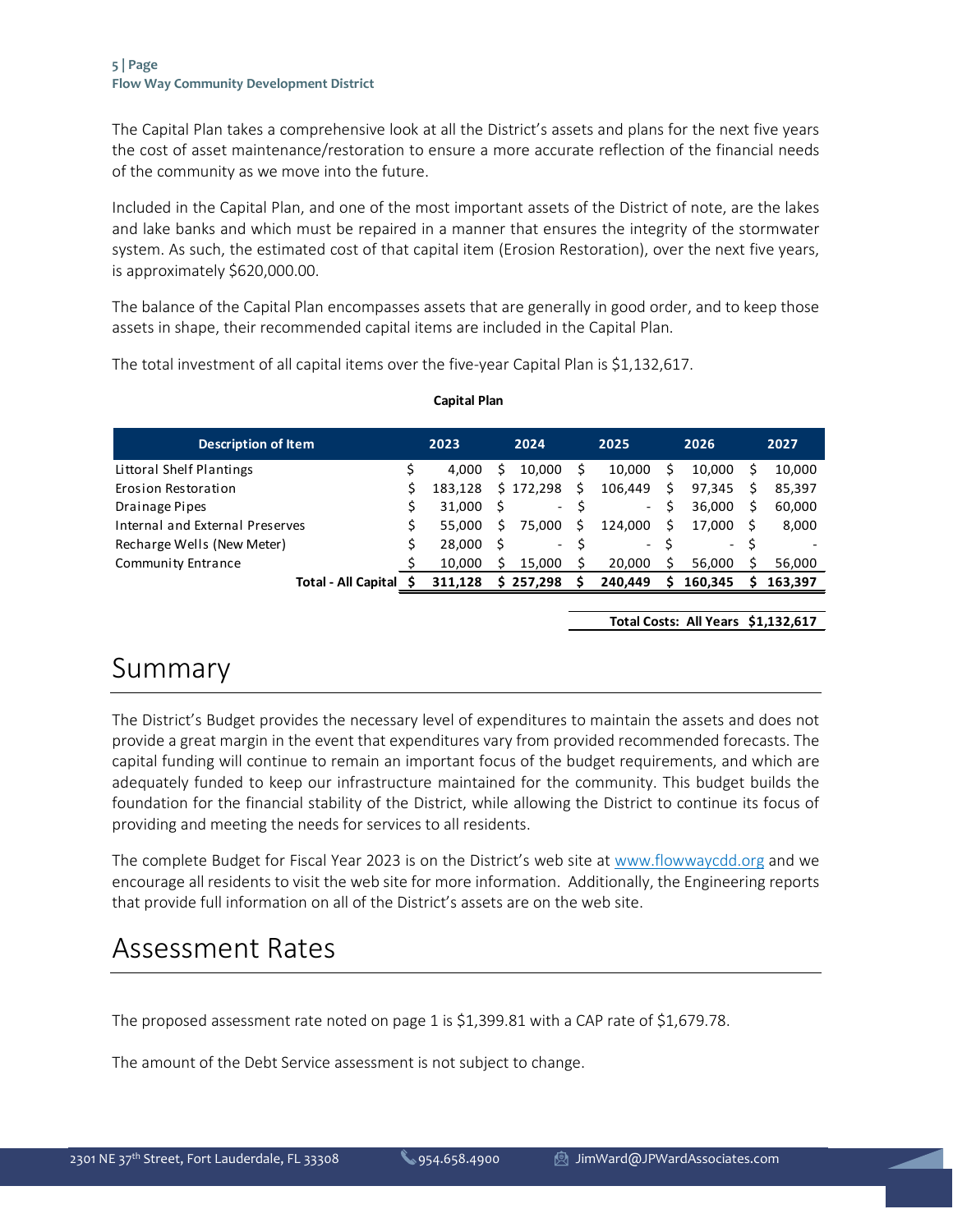The Capital Plan takes a comprehensive look at all the District's assets and plans for the next five years the cost of asset maintenance/restoration to ensure a more accurate reflection of the financial needs of the community as we move into the future.

Included in the Capital Plan, and one of the most important assets of the District of note, are the lakes and lake banks and which must be repaired in a manner that ensures the integrity of the stormwater system. As such, the estimated cost of that capital item (Erosion Restoration), over the next five years, is approximately $620,000.00.

The balance of the Capital Plan encompasses assets that are generally in good order, and to keep those assets in shape, their recommended capital items are included in the Capital Plan.

The total investment of all capital items over the five-year Capital Plan is $1,132,617.

**Capital Plan**

| Description of Item | 2023 | 2024 | 2025 | 2026 | 2027 |
|---|---|---|---|---|---|
| Littoral Shelf Plantings | $ 4,000 | $ 10,000 | $ 10,000 | $ 10,000 | $ 10,000 |
| Erosion Restoration | $ 183,128 | $ 172,298 | $ 106,449 | $ 97,345 | $ 85,397 |
| Drainage Pipes | $ 31,000 | $ - | $ - | $ 36,000 | $ 60,000 |
| Internal and External Preserves | $ 55,000 | $ 75,000 | $ 124,000 | $ 17,000 | $ 8,000 |
| Recharge Wells (New Meter) | $ 28,000 | $ - | $ - | $ - | $ - |
| Community Entrance | $ 10,000 | $ 15,000 | $ 20,000 | $ 56,000 | $ 56,000 |
| **Total - All Capital** | **$ 311,128** | **$ 257,298** | **$ 240,449** | **$ 160,345** | **$ 163,397** |

**Total Costs: All Years $1,132,617**

# Summary

The District's Budget provides the necessary level of expenditures to maintain the assets and does not provide a great margin in the event that expenditures vary from provided recommended forecasts. The capital funding will continue to remain an important focus of the budget requirements, and which are adequately funded to keep our infrastructure maintained for the community. This budget builds the foundation for the financial stability of the District, while allowing the District to continue its focus of providing and meeting the needs for services to all residents.

The complete Budget for Fiscal Year 2023 is on the District's web site at www.flowwaycdd.org and we encourage all residents to visit the web site for more information. Additionally, the Engineering reports that provide full information on all of the District's assets are on the web site.

# Assessment Rates

The proposed assessment rate noted on page 1 is $1,399.81 with a CAP rate of $1,679.78.

The amount of the Debt Service assessment is not subject to change.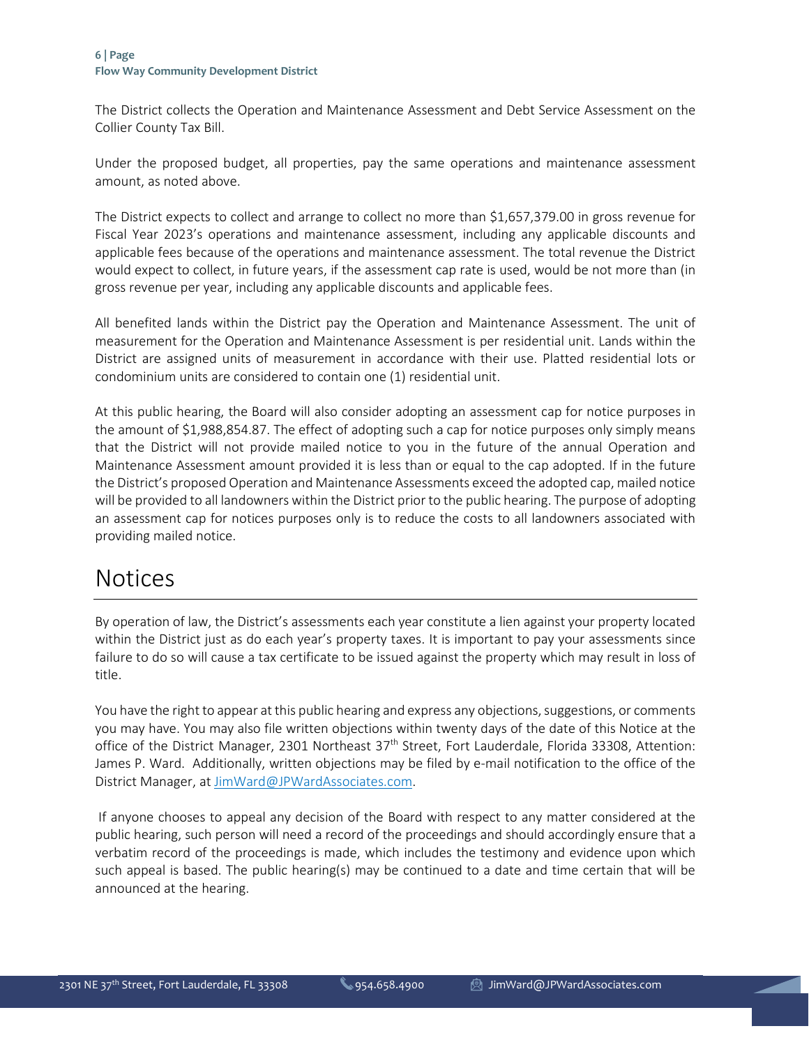The District collects the Operation and Maintenance Assessment and Debt Service Assessment on the Collier County Tax Bill.

Under the proposed budget, all properties, pay the same operations and maintenance assessment amount, as noted above.

The District expects to collect and arrange to collect no more than $1,657,379.00 in gross revenue for Fiscal Year 2023's operations and maintenance assessment, including any applicable discounts and applicable fees because of the operations and maintenance assessment. The total revenue the District would expect to collect, in future years, if the assessment cap rate is used, would be not more than (in gross revenue per year, including any applicable discounts and applicable fees.

All benefited lands within the District pay the Operation and Maintenance Assessment. The unit of measurement for the Operation and Maintenance Assessment is per residential unit. Lands within the District are assigned units of measurement in accordance with their use. Platted residential lots or condominium units are considered to contain one (1) residential unit.

At this public hearing, the Board will also consider adopting an assessment cap for notice purposes in the amount of $1,988,854.87. The effect of adopting such a cap for notice purposes only simply means that the District will not provide mailed notice to you in the future of the annual Operation and Maintenance Assessment amount provided it is less than or equal to the cap adopted. If in the future the District's proposed Operation and Maintenance Assessments exceed the adopted cap, mailed notice will be provided to all landowners within the District prior to the public hearing. The purpose of adopting an assessment cap for notices purposes only is to reduce the costs to all landowners associated with providing mailed notice.

# Notices

By operation of law, the District's assessments each year constitute a lien against your property located within the District just as do each year's property taxes. It is important to pay your assessments since failure to do so will cause a tax certificate to be issued against the property which may result in loss of title.

You have the right to appear at this public hearing and express any objections, suggestions, or comments you may have. You may also file written objections within twenty days of the date of this Notice at the office of the District Manager, 2301 Northeast 37th Street, Fort Lauderdale, Florida 33308, Attention: James P. Ward. Additionally, written objections may be filed by e-mail notification to the office of the District Manager, at JimWard@JPWardAssociates.com.

If anyone chooses to appeal any decision of the Board with respect to any matter considered at the public hearing, such person will need a record of the proceedings and should accordingly ensure that a verbatim record of the proceedings is made, which includes the testimony and evidence upon which such appeal is based. The public hearing(s) may be continued to a date and time certain that will be announced at the hearing.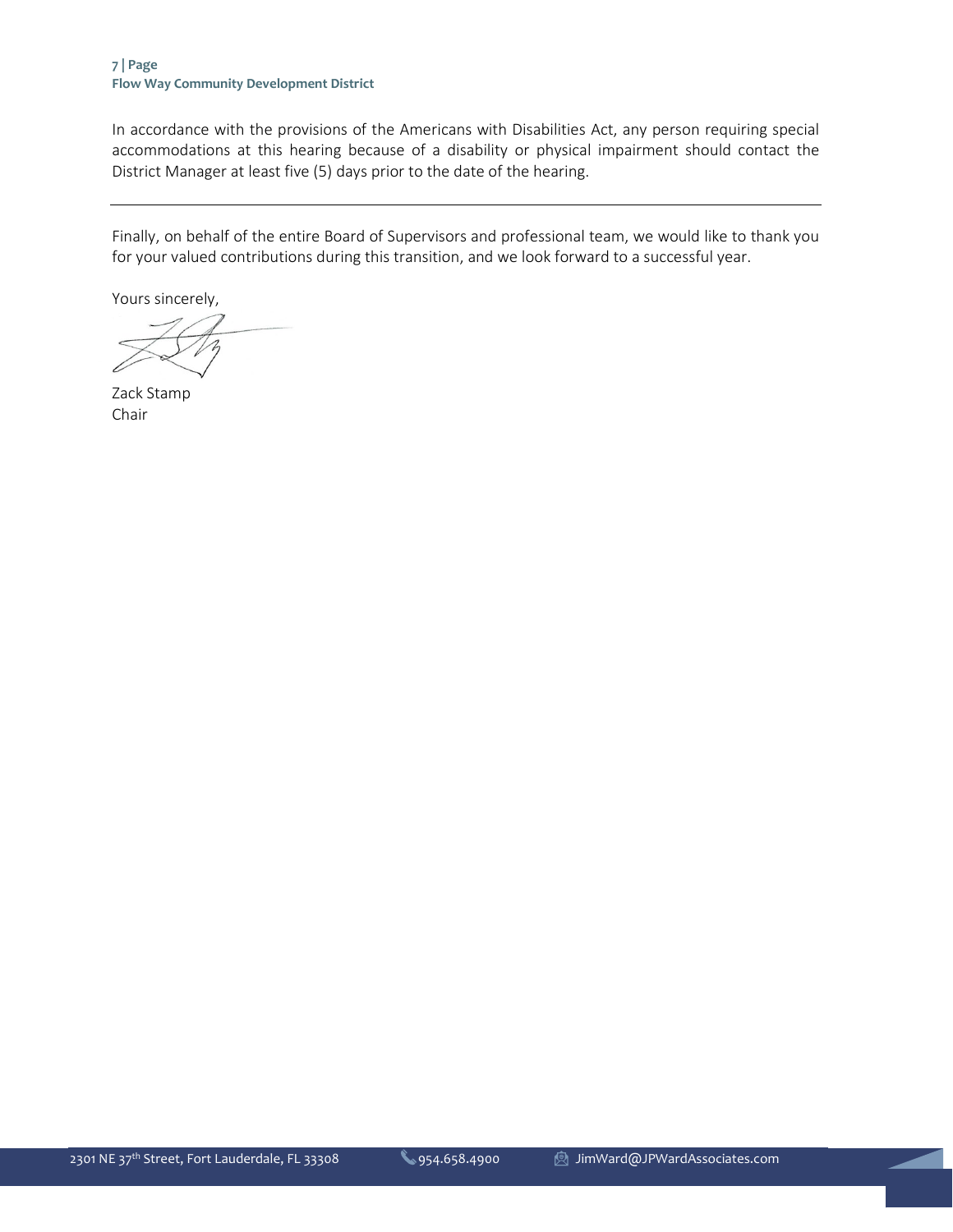In accordance with the provisions of the Americans with Disabilities Act, any person requiring special accommodations at this hearing because of a disability or physical impairment should contact the District Manager at least five (5) days prior to the date of the hearing.

---

Finally, on behalf of the entire Board of Supervisors and professional team, we would like to thank you for your valued contributions during this transition, and we look forward to a successful year.

Yours sincerely,

Zack Stamp
Chair